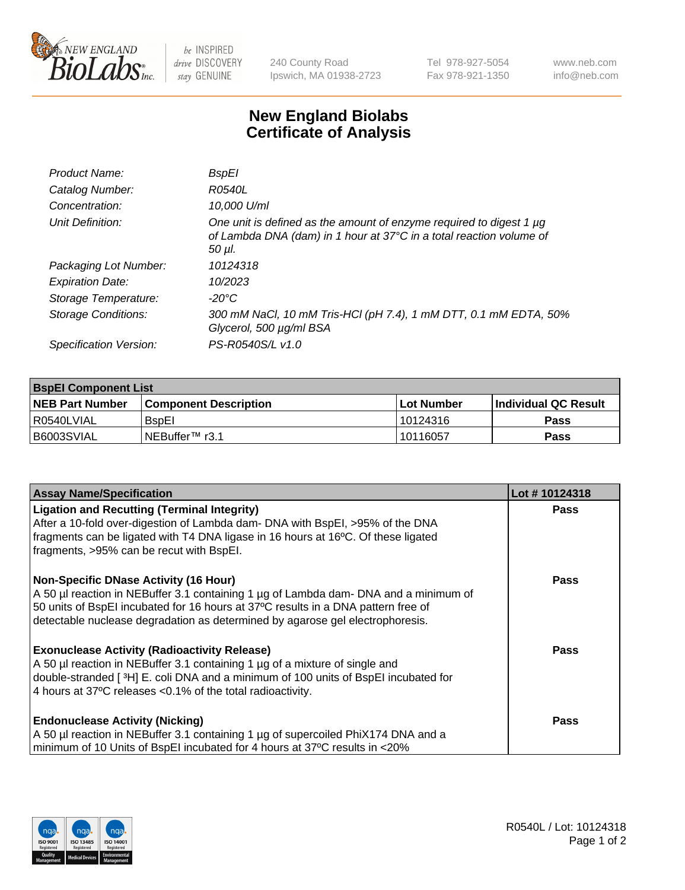# New England Biolabs Certificate of Analysis

| | |
|---|---|
| *Product Name:* | *BspEI* |
| *Catalog Number:* | *R0540L* |
| *Concentration:* | *10,000 U/ml* |
| *Unit Definition:* | *One unit is defined as the amount of enzyme required to digest 1 µg of Lambda DNA (dam) in 1 hour at 37°C in a total reaction volume of 50 µl.* |
| *Packaging Lot Number:* | *10124318* |
| *Expiration Date:* | *10/2023* |
| *Storage Temperature:* | *-20°C* |
| *Storage Conditions:* | *300 mM NaCl, 10 mM Tris-HCl (pH 7.4), 1 mM DTT, 0.1 mM EDTA, 50% Glycerol, 500 µg/ml BSA* |
| *Specification Version:* | *PS-R0540S/L v1.0* |

| **BspEI Component List** | | | |
|---|---|---|---|
| **NEB Part Number** | **Component Description** | **Lot Number** | **Individual QC Result** |
| R0540LVIAL | BspEI | 10124316 | **Pass** |
| B6003SVIAL | NEBuffer™ r3.1 | 10116057 | **Pass** |

| **Assay Name/Specification** | **Lot # 10124318** |
|---|---|
| **Ligation and Recutting (Terminal Integrity)**<br>After a 10-fold over-digestion of Lambda dam- DNA with BspEI, >95% of the DNA fragments can be ligated with T4 DNA ligase in 16 hours at 16ºC. Of these ligated fragments, >95% can be recut with BspEI. | **Pass** |
| **Non-Specific DNase Activity (16 Hour)**<br>A 50 µl reaction in NEBuffer 3.1 containing 1 µg of Lambda dam- DNA and a minimum of 50 units of BspEI incubated for 16 hours at 37ºC results in a DNA pattern free of detectable nuclease degradation as determined by agarose gel electrophoresis. | **Pass** |
| **Exonuclease Activity (Radioactivity Release)**<br>A 50 µl reaction in NEBuffer 3.1 containing 1 µg of a mixture of single and double-stranded [ $^3$H] E. coli DNA and a minimum of 100 units of BspEI incubated for 4 hours at 37ºC releases <0.1% of the total radioactivity. | **Pass** |
| **Endonuclease Activity (Nicking)**<br>A 50 µl reaction in NEBuffer 3.1 containing 1 µg of supercoiled PhiX174 DNA and a minimum of 10 Units of BspEI incubated for 4 hours at 37ºC results in <20% | **Pass** |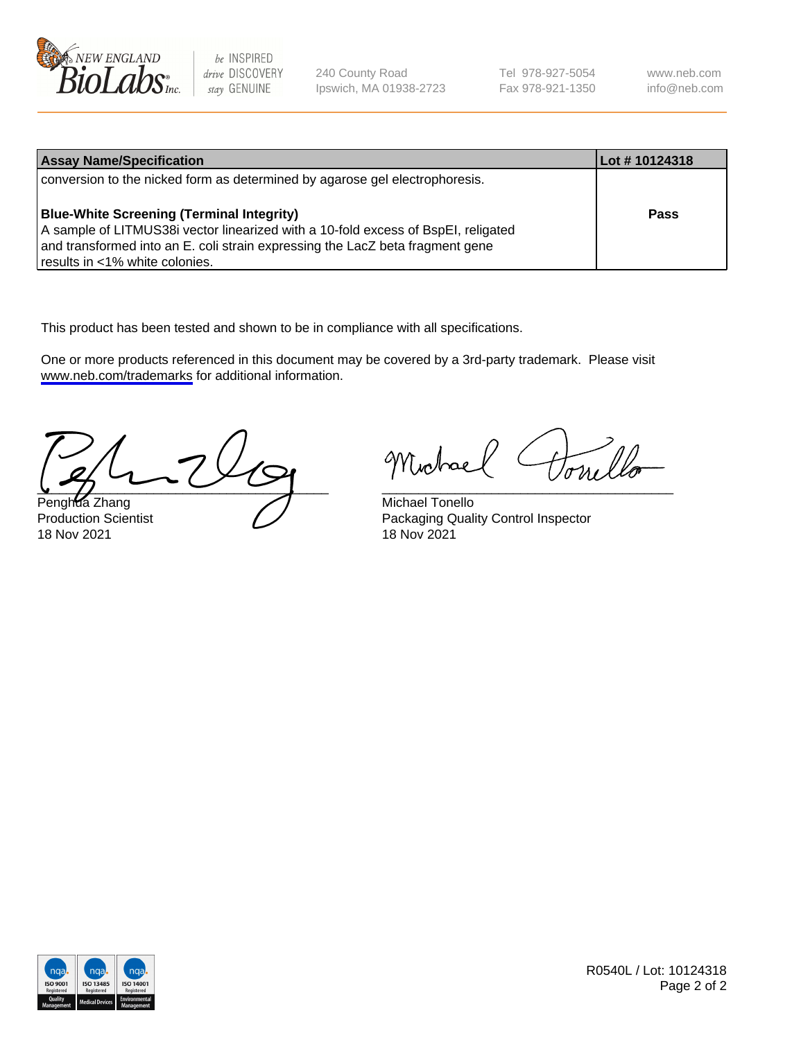| Assay Name/Specification | Lot # 10124318 |
|---|---|
| conversion to the nicked form as determined by agarose gel electrophoresis. | |
| **Blue-White Screening (Terminal Integrity)**<br>A sample of LITMUS38i vector linearized with a 10-fold excess of BspEI, religated and transformed into an E. coli strain expressing the LacZ beta fragment gene results in <1% white colonies. | **Pass** |

This product has been tested and shown to be in compliance with all specifications.

One or more products referenced in this document may be covered by a 3rd-party trademark. Please visit www.neb.com/trademarks for additional information.

Penghua Zhang
Production Scientist
18 Nov 2021

Michael Tonello
Packaging Quality Control Inspector
18 Nov 2021

R0540L / Lot: 10124318